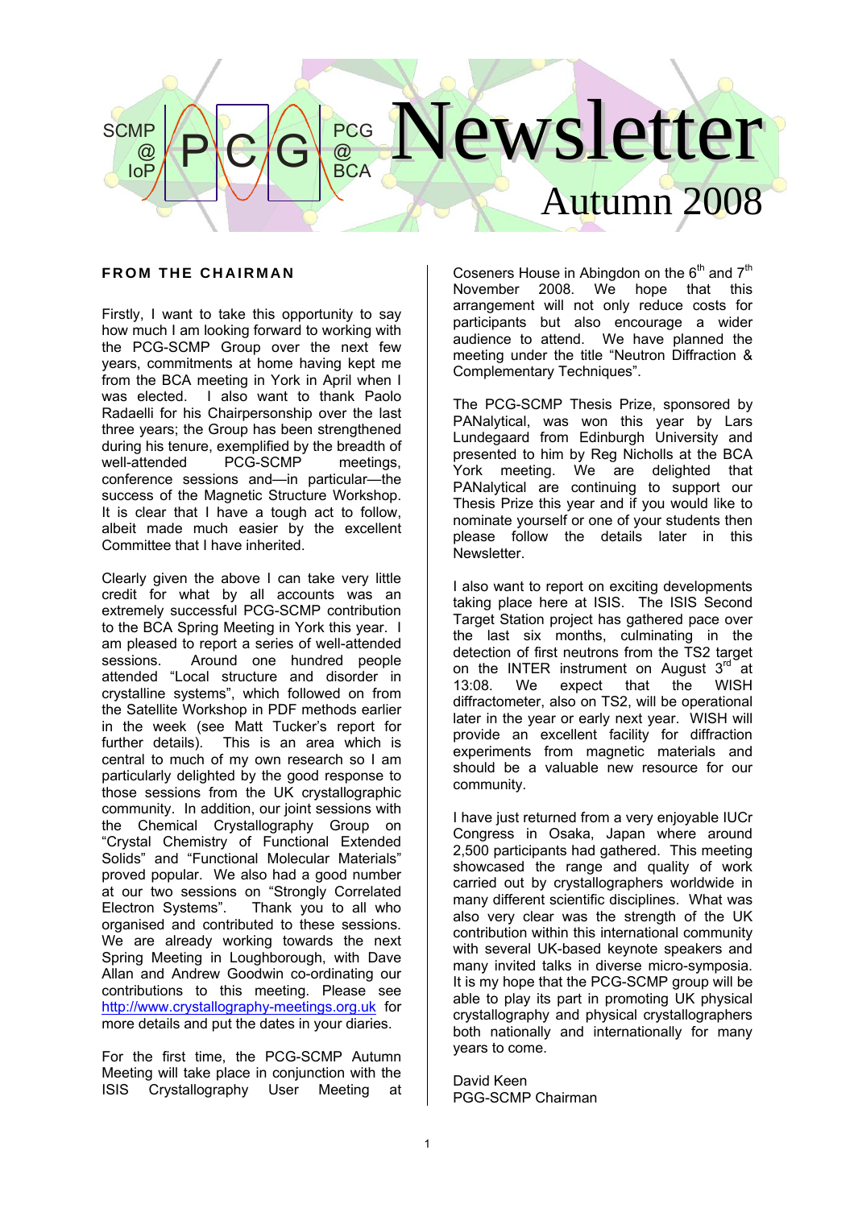# PCG Newsletter

SCMP @ IoP — PCG @ BCA

Autumn 2008

## FROM THE CHAIRMAN

Firstly, I want to take this opportunity to say how much I am looking forward to working with the PCG-SCMP Group over the next few years, commitments at home having kept me from the BCA meeting in York in April when I was elected. I also want to thank Paolo Radaelli for his Chairpersonship over the last three years; the Group has been strengthened during his tenure, exemplified by the breadth of well-attended PCG-SCMP meetings, conference sessions and—in particular—the success of the Magnetic Structure Workshop. It is clear that I have a tough act to follow, albeit made much easier by the excellent Committee that I have inherited.

Clearly given the above I can take very little credit for what by all accounts was an extremely successful PCG-SCMP contribution to the BCA Spring Meeting in York this year. I am pleased to report a series of well-attended sessions. Around one hundred people attended "Local structure and disorder in crystalline systems", which followed on from the Satellite Workshop in PDF methods earlier in the week (see Matt Tucker's report for further details). This is an area which is central to much of my own research so I am particularly delighted by the good response to those sessions from the UK crystallographic community. In addition, our joint sessions with the Chemical Crystallography Group on "Crystal Chemistry of Functional Extended Solids" and "Functional Molecular Materials" proved popular. We also had a good number at our two sessions on "Strongly Correlated Electron Systems". Thank you to all who organised and contributed to these sessions. We are already working towards the next Spring Meeting in Loughborough, with Dave Allan and Andrew Goodwin co-ordinating our contributions to this meeting. Please see http://www.crystallography-meetings.org.uk for more details and put the dates in your diaries.

For the first time, the PCG-SCMP Autumn Meeting will take place in conjunction with the ISIS Crystallography User Meeting at Coseners House in Abingdon on the 6th and 7th November 2008. We hope that this arrangement will not only reduce costs for participants but also encourage a wider audience to attend. We have planned the meeting under the title "Neutron Diffraction & Complementary Techniques".

The PCG-SCMP Thesis Prize, sponsored by PANalytical, was won this year by Lars Lundegaard from Edinburgh University and presented to him by Reg Nicholls at the BCA York meeting. We are delighted that PANalytical are continuing to support our Thesis Prize this year and if you would like to nominate yourself or one of your students then please follow the details later in this Newsletter.

I also want to report on exciting developments taking place here at ISIS. The ISIS Second Target Station project has gathered pace over the last six months, culminating in the detection of first neutrons from the TS2 target on the INTER instrument on August 3rd at 13:08. We expect that the WISH diffractometer, also on TS2, will be operational later in the year or early next year. WISH will provide an excellent facility for diffraction experiments from magnetic materials and should be a valuable new resource for our community.

I have just returned from a very enjoyable IUCr Congress in Osaka, Japan where around 2,500 participants had gathered. This meeting showcased the range and quality of work carried out by crystallographers worldwide in many different scientific disciplines. What was also very clear was the strength of the UK contribution within this international community with several UK-based keynote speakers and many invited talks in diverse micro-symposia. It is my hope that the PCG-SCMP group will be able to play its part in promoting UK physical crystallography and physical crystallographers both nationally and internationally for many years to come.

David Keen
PGG-SCMP Chairman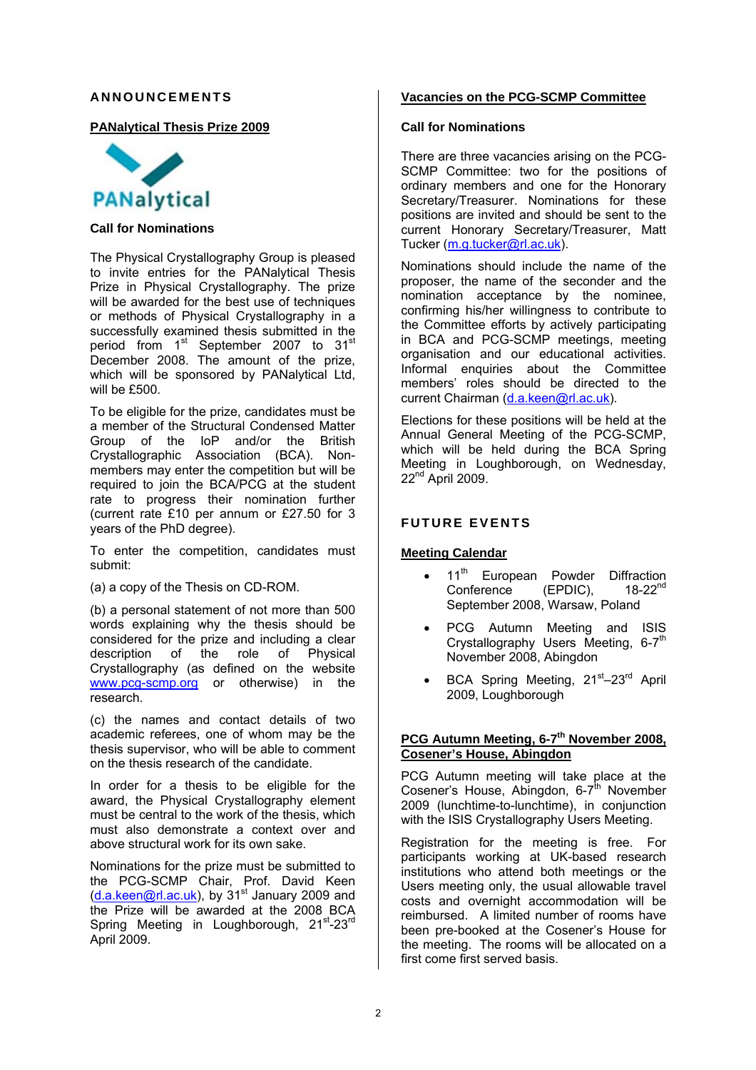# ANNOUNCEMENTS

## PANalytical Thesis Prize 2009

PANalytical

**Call for Nominations**

The Physical Crystallography Group is pleased to invite entries for the PANalytical Thesis Prize in Physical Crystallography. The prize will be awarded for the best use of techniques or methods of Physical Crystallography in a successfully examined thesis submitted in the period from 1st September 2007 to 31st December 2008. The amount of the prize, which will be sponsored by PANalytical Ltd, will be £500.

To be eligible for the prize, candidates must be a member of the Structural Condensed Matter Group of the IoP and/or the British Crystallographic Association (BCA). Non-members may enter the competition but will be required to join the BCA/PCG at the student rate to progress their nomination further (current rate £10 per annum or £27.50 for 3 years of the PhD degree).

To enter the competition, candidates must submit:

(a) a copy of the Thesis on CD-ROM.

(b) a personal statement of not more than 500 words explaining why the thesis should be considered for the prize and including a clear description of the role of Physical Crystallography (as defined on the website www.pcg-scmp.org or otherwise) in the research.

(c) the names and contact details of two academic referees, one of whom may be the thesis supervisor, who will be able to comment on the thesis research of the candidate.

In order for a thesis to be eligible for the award, the Physical Crystallography element must be central to the work of the thesis, which must also demonstrate a context over and above structural work for its own sake.

Nominations for the prize must be submitted to the PCG-SCMP Chair, Prof. David Keen (d.a.keen@rl.ac.uk), by 31st January 2009 and the Prize will be awarded at the 2008 BCA Spring Meeting in Loughborough, 21st-23rd April 2009.

## Vacancies on the PCG-SCMP Committee

**Call for Nominations**

There are three vacancies arising on the PCG-SCMP Committee: two for the positions of ordinary members and one for the Honorary Secretary/Treasurer. Nominations for these positions are invited and should be sent to the current Honorary Secretary/Treasurer, Matt Tucker (m.g.tucker@rl.ac.uk).

Nominations should include the name of the proposer, the name of the seconder and the nomination acceptance by the nominee, confirming his/her willingness to contribute to the Committee efforts by actively participating in BCA and PCG-SCMP meetings, meeting organisation and our educational activities. Informal enquiries about the Committee members' roles should be directed to the current Chairman (d.a.keen@rl.ac.uk).

Elections for these positions will be held at the Annual General Meeting of the PCG-SCMP, which will be held during the BCA Spring Meeting in Loughborough, on Wednesday, 22nd April 2009.

# FUTURE EVENTS

## Meeting Calendar

- 11th European Powder Diffraction Conference (EPDIC), 18-22nd September 2008, Warsaw, Poland
- PCG Autumn Meeting and ISIS Crystallography Users Meeting, 6-7th November 2008, Abingdon
- BCA Spring Meeting, 21st–23rd April 2009, Loughborough

## PCG Autumn Meeting, 6-7th November 2008, Cosener's House, Abingdon

PCG Autumn meeting will take place at the Cosener's House, Abingdon, 6-7th November 2009 (lunchtime-to-lunchtime), in conjunction with the ISIS Crystallography Users Meeting.

Registration for the meeting is free. For participants working at UK-based research institutions who attend both meetings or the Users meeting only, the usual allowable travel costs and overnight accommodation will be reimbursed. A limited number of rooms have been pre-booked at the Cosener's House for the meeting. The rooms will be allocated on a first come first served basis.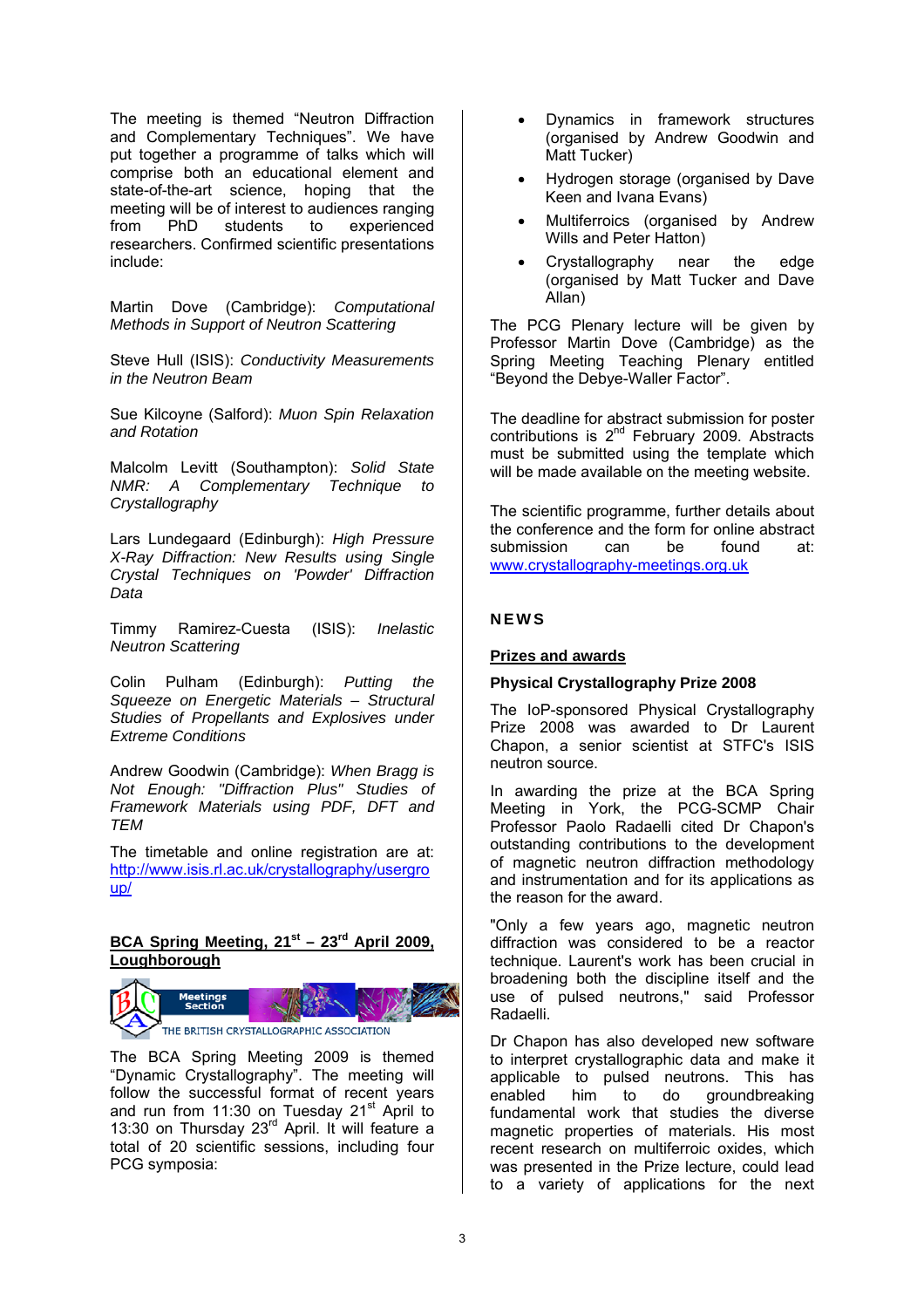The meeting is themed "Neutron Diffraction and Complementary Techniques". We have put together a programme of talks which will comprise both an educational element and state-of-the-art science, hoping that the meeting will be of interest to audiences ranging from PhD students to experienced researchers. Confirmed scientific presentations include:

Martin Dove (Cambridge): *Computational Methods in Support of Neutron Scattering*

Steve Hull (ISIS): *Conductivity Measurements in the Neutron Beam*

Sue Kilcoyne (Salford): *Muon Spin Relaxation and Rotation*

Malcolm Levitt (Southampton): *Solid State NMR: A Complementary Technique to Crystallography*

Lars Lundegaard (Edinburgh): *High Pressure X-Ray Diffraction: New Results using Single Crystal Techniques on 'Powder' Diffraction Data*

Timmy Ramirez-Cuesta (ISIS): *Inelastic Neutron Scattering*

Colin Pulham (Edinburgh): *Putting the Squeeze on Energetic Materials – Structural Studies of Propellants and Explosives under Extreme Conditions*

Andrew Goodwin (Cambridge): *When Bragg is Not Enough: "Diffraction Plus" Studies of Framework Materials using PDF, DFT and TEM*

The timetable and online registration are at: http://www.isis.rl.ac.uk/crystallography/usergroup/

## BCA Spring Meeting, 21st – 23rd April 2009, Loughborough

THE BRITISH CRYSTALLOGRAPHIC ASSOCIATION – Meetings Section

The BCA Spring Meeting 2009 is themed "Dynamic Crystallography". The meeting will follow the successful format of recent years and run from 11:30 on Tuesday 21st April to 13:30 on Thursday 23rd April. It will feature a total of 20 scientific sessions, including four PCG symposia:

- Dynamics in framework structures (organised by Andrew Goodwin and Matt Tucker)
- Hydrogen storage (organised by Dave Keen and Ivana Evans)
- Multiferroics (organised by Andrew Wills and Peter Hatton)
- Crystallography near the edge (organised by Matt Tucker and Dave Allan)

The PCG Plenary lecture will be given by Professor Martin Dove (Cambridge) as the Spring Meeting Teaching Plenary entitled "Beyond the Debye-Waller Factor".

The deadline for abstract submission for poster contributions is 2nd February 2009. Abstracts must be submitted using the template which will be made available on the meeting website.

The scientific programme, further details about the conference and the form for online abstract submission can be found at: www.crystallography-meetings.org.uk

# NEWS

## Prizes and awards

### Physical Crystallography Prize 2008

The IoP-sponsored Physical Crystallography Prize 2008 was awarded to Dr Laurent Chapon, a senior scientist at STFC's ISIS neutron source.

In awarding the prize at the BCA Spring Meeting in York, the PCG-SCMP Chair Professor Paolo Radaelli cited Dr Chapon's outstanding contributions to the development of magnetic neutron diffraction methodology and instrumentation and for its applications as the reason for the award.

"Only a few years ago, magnetic neutron diffraction was considered to be a reactor technique. Laurent's work has been crucial in broadening both the discipline itself and the use of pulsed neutrons," said Professor Radaelli.

Dr Chapon has also developed new software to interpret crystallographic data and make it applicable to pulsed neutrons. This has enabled him to do groundbreaking fundamental work that studies the diverse magnetic properties of materials. His most recent research on multiferroic oxides, which was presented in the Prize lecture, could lead to a variety of applications for the next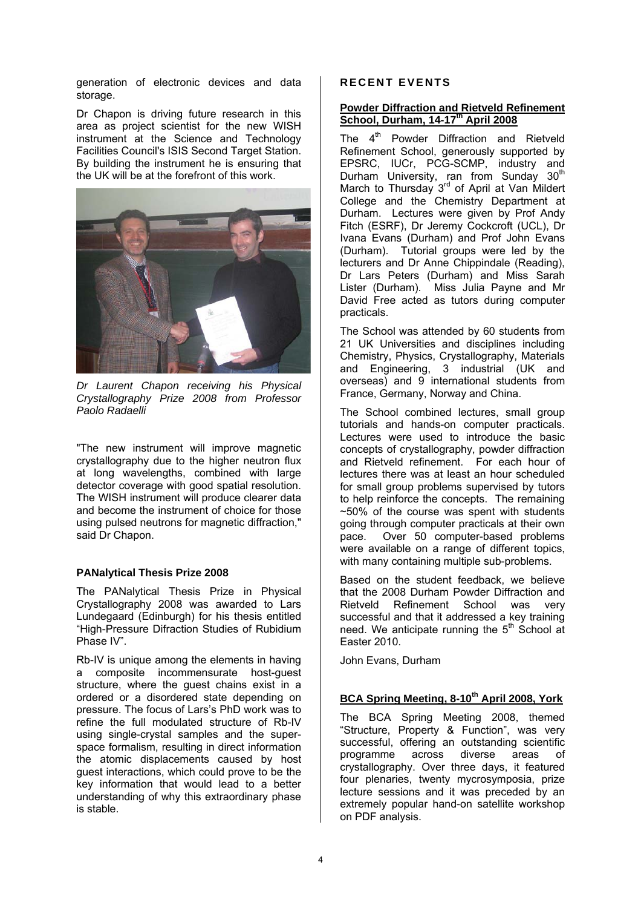generation of electronic devices and data storage.

Dr Chapon is driving future research in this area as project scientist for the new WISH instrument at the Science and Technology Facilities Council's ISIS Second Target Station. By building the instrument he is ensuring that the UK will be at the forefront of this work.

*Dr Laurent Chapon receiving his Physical Crystallography Prize 2008 from Professor Paolo Radaelli*

"The new instrument will improve magnetic crystallography due to the higher neutron flux at long wavelengths, combined with large detector coverage with good spatial resolution. The WISH instrument will produce clearer data and become the instrument of choice for those using pulsed neutrons for magnetic diffraction," said Dr Chapon.

### PANalytical Thesis Prize 2008

The PANalytical Thesis Prize in Physical Crystallography 2008 was awarded to Lars Lundegaard (Edinburgh) for his thesis entitled "High-Pressure Difraction Studies of Rubidium Phase IV".

Rb-IV is unique among the elements in having a composite incommensurate host-guest structure, where the guest chains exist in a ordered or a disordered state depending on pressure. The focus of Lars's PhD work was to refine the full modulated structure of Rb-IV using single-crystal samples and the super-space formalism, resulting in direct information the atomic displacements caused by host guest interactions, which could prove to be the key information that would lead to a better understanding of why this extraordinary phase is stable.

## RECENT EVENTS

### Powder Diffraction and Rietveld Refinement School, Durham, 14-17th April 2008

The 4th Powder Diffraction and Rietveld Refinement School, generously supported by EPSRC, IUCr, PCG-SCMP, industry and Durham University, ran from Sunday 30th March to Thursday 3rd of April at Van Mildert College and the Chemistry Department at Durham. Lectures were given by Prof Andy Fitch (ESRF), Dr Jeremy Cockcroft (UCL), Dr Ivana Evans (Durham) and Prof John Evans (Durham). Tutorial groups were led by the lecturers and Dr Anne Chippindale (Reading), Dr Lars Peters (Durham) and Miss Sarah Lister (Durham). Miss Julia Payne and Mr David Free acted as tutors during computer practicals.

The School was attended by 60 students from 21 UK Universities and disciplines including Chemistry, Physics, Crystallography, Materials and Engineering, 3 industrial (UK and overseas) and 9 international students from France, Germany, Norway and China.

The School combined lectures, small group tutorials and hands-on computer practicals. Lectures were used to introduce the basic concepts of crystallography, powder diffraction and Rietveld refinement. For each hour of lectures there was at least an hour scheduled for small group problems supervised by tutors to help reinforce the concepts. The remaining ~50% of the course was spent with students going through computer practicals at their own pace. Over 50 computer-based problems were available on a range of different topics, with many containing multiple sub-problems.

Based on the student feedback, we believe that the 2008 Durham Powder Diffraction and Rietveld Refinement School was very successful and that it addressed a key training need. We anticipate running the 5th School at Easter 2010.

John Evans, Durham

### BCA Spring Meeting, 8-10th April 2008, York

The BCA Spring Meeting 2008, themed "Structure, Property & Function", was very successful, offering an outstanding scientific programme across diverse areas of crystallography. Over three days, it featured four plenaries, twenty mycrosymposia, prize lecture sessions and it was preceded by an extremely popular hand-on satellite workshop on PDF analysis.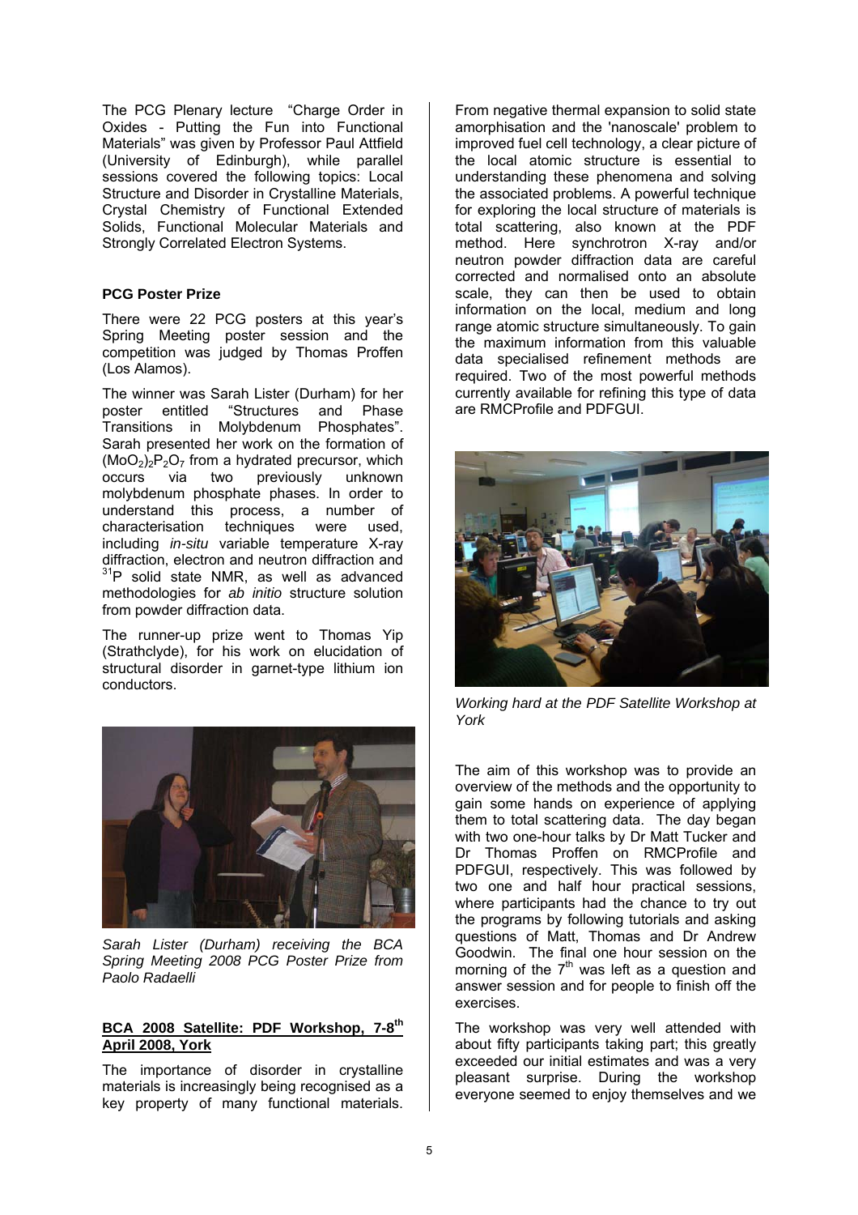The PCG Plenary lecture "Charge Order in Oxides - Putting the Fun into Functional Materials" was given by Professor Paul Attfield (University of Edinburgh), while parallel sessions covered the following topics: Local Structure and Disorder in Crystalline Materials, Crystal Chemistry of Functional Extended Solids, Functional Molecular Materials and Strongly Correlated Electron Systems.

### PCG Poster Prize

There were 22 PCG posters at this year's Spring Meeting poster session and the competition was judged by Thomas Proffen (Los Alamos).

The winner was Sarah Lister (Durham) for her poster entitled "Structures and Phase Transitions in Molybdenum Phosphates". Sarah presented her work on the formation of $(MoO_2)_2P_2O_7$ from a hydrated precursor, which occurs via two previously unknown molybdenum phosphate phases. In order to understand this process, a number of characterisation techniques were used, including *in-situ* variable temperature X-ray diffraction, electron and neutron diffraction and $^{31}P$ solid state NMR, as well as advanced methodologies for *ab initio* structure solution from powder diffraction data.

The runner-up prize went to Thomas Yip (Strathclyde), for his work on elucidation of structural disorder in garnet-type lithium ion conductors.

*Sarah Lister (Durham) receiving the BCA Spring Meeting 2008 PCG Poster Prize from Paolo Radaelli*

### <u>BCA 2008 Satellite: PDF Workshop, 7-8th April 2008, York</u>

The importance of disorder in crystalline materials is increasingly being recognised as a key property of many functional materials. From negative thermal expansion to solid state amorphisation and the 'nanoscale' problem to improved fuel cell technology, a clear picture of the local atomic structure is essential to understanding these phenomena and solving the associated problems. A powerful technique for exploring the local structure of materials is total scattering, also known at the PDF method. Here synchrotron X-ray and/or neutron powder diffraction data are careful corrected and normalised onto an absolute scale, they can then be used to obtain information on the local, medium and long range atomic structure simultaneously. To gain the maximum information from this valuable data specialised refinement methods are required. Two of the most powerful methods currently available for refining this type of data are RMCProfile and PDFGUI.

*Working hard at the PDF Satellite Workshop at York*

The aim of this workshop was to provide an overview of the methods and the opportunity to gain some hands on experience of applying them to total scattering data. The day began with two one-hour talks by Dr Matt Tucker and Dr Thomas Proffen on RMCProfile and PDFGUI, respectively. This was followed by two one and half hour practical sessions, where participants had the chance to try out the programs by following tutorials and asking questions of Matt, Thomas and Dr Andrew Goodwin. The final one hour session on the morning of the 7th was left as a question and answer session and for people to finish off the exercises.

The workshop was very well attended with about fifty participants taking part; this greatly exceeded our initial estimates and was a very pleasant surprise. During the workshop everyone seemed to enjoy themselves and we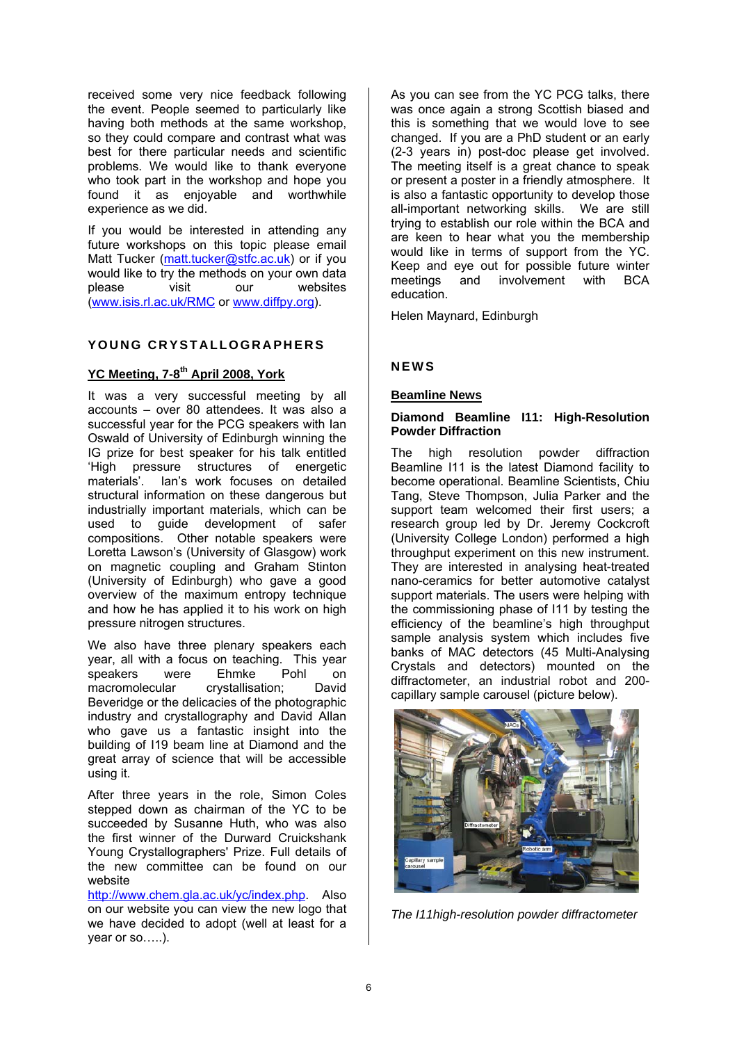received some very nice feedback following the event. People seemed to particularly like having both methods at the same workshop, so they could compare and contrast what was best for there particular needs and scientific problems. We would like to thank everyone who took part in the workshop and hope you found it as enjoyable and worthwhile experience as we did.

If you would be interested in attending any future workshops on this topic please email Matt Tucker (matt.tucker@stfc.ac.uk) or if you would like to try the methods on your own data please visit our websites (www.isis.rl.ac.uk/RMC or www.diffpy.org).

## YOUNG CRYSTALLOGRAPHERS

### YC Meeting, 7-8th April 2008, York

It was a very successful meeting by all accounts – over 80 attendees. It was also a successful year for the PCG speakers with Ian Oswald of University of Edinburgh winning the IG prize for best speaker for his talk entitled 'High pressure structures of energetic materials'. Ian's work focuses on detailed structural information on these dangerous but industrially important materials, which can be used to guide development of safer compositions. Other notable speakers were Loretta Lawson's (University of Glasgow) work on magnetic coupling and Graham Stinton (University of Edinburgh) who gave a good overview of the maximum entropy technique and how he has applied it to his work on high pressure nitrogen structures.

We also have three plenary speakers each year, all with a focus on teaching. This year speakers were Ehmke Pohl on macromolecular crystallisation; David Beveridge or the delicacies of the photographic industry and crystallography and David Allan who gave us a fantastic insight into the building of I19 beam line at Diamond and the great array of science that will be accessible using it.

After three years in the role, Simon Coles stepped down as chairman of the YC to be succeeded by Susanne Huth, who was also the first winner of the Durward Cruickshank Young Crystallographers' Prize. Full details of the new committee can be found on our website http://www.chem.gla.ac.uk/yc/index.php. Also on our website you can view the new logo that we have decided to adopt (well at least for a year or so…..).

As you can see from the YC PCG talks, there was once again a strong Scottish biased and this is something that we would love to see changed. If you are a PhD student or an early (2-3 years in) post-doc please get involved. The meeting itself is a great chance to speak or present a poster in a friendly atmosphere. It is also a fantastic opportunity to develop those all-important networking skills. We are still trying to establish our role within the BCA and are keen to hear what you the membership would like in terms of support from the YC. Keep and eye out for possible future winter meetings and involvement with BCA education.

Helen Maynard, Edinburgh

## NEWS

### Beamline News

#### Diamond Beamline I11: High-Resolution Powder Diffraction

The high resolution powder diffraction Beamline I11 is the latest Diamond facility to become operational. Beamline Scientists, Chiu Tang, Steve Thompson, Julia Parker and the support team welcomed their first users; a research group led by Dr. Jeremy Cockcroft (University College London) performed a high throughput experiment on this new instrument. They are interested in analysing heat-treated nano-ceramics for better automotive catalyst support materials. The users were helping with the commissioning phase of I11 by testing the efficiency of the beamline's high throughput sample analysis system which includes five banks of MAC detectors (45 Multi-Analysing Crystals and detectors) mounted on the diffractometer, an industrial robot and 200-capillary sample carousel (picture below).

*The I11high-resolution powder diffractometer*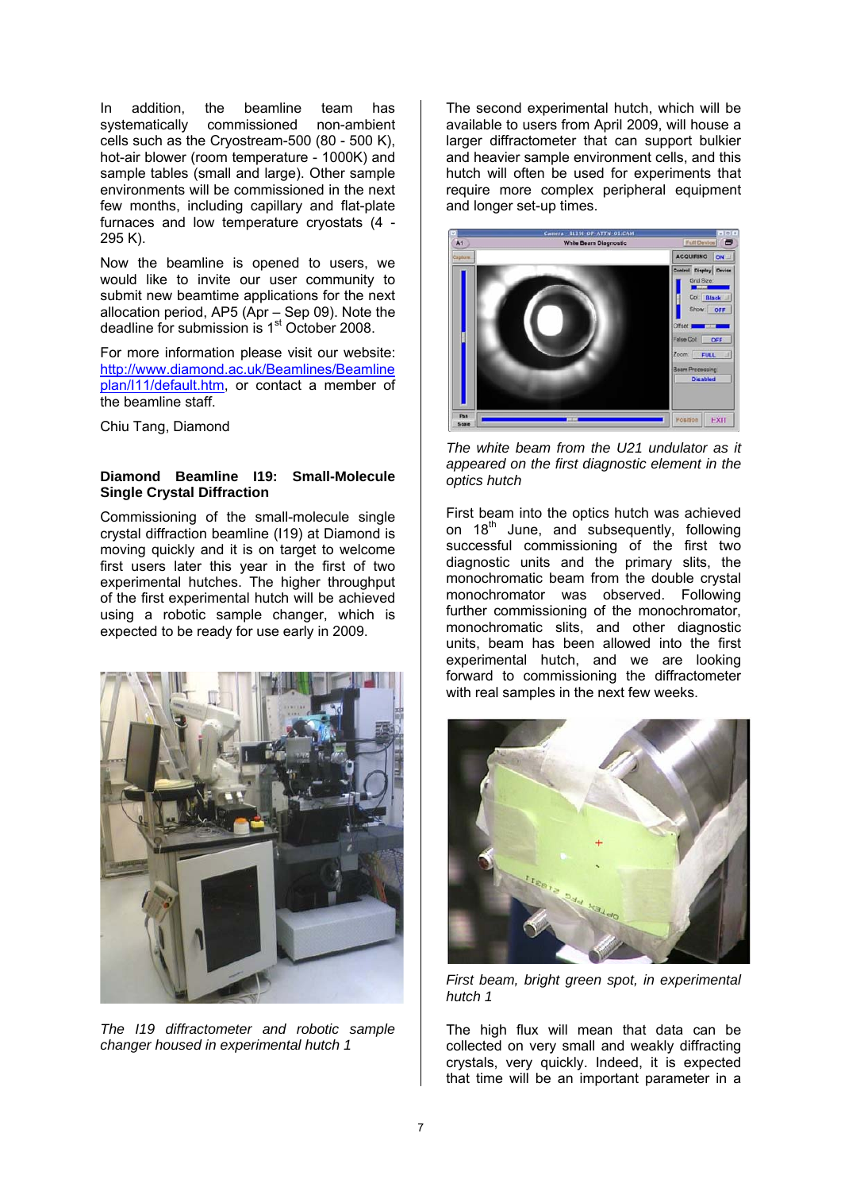In addition, the beamline team has systematically commissioned non-ambient cells such as the Cryostream-500 (80 - 500 K), hot-air blower (room temperature - 1000K) and sample tables (small and large). Other sample environments will be commissioned in the next few months, including capillary and flat-plate furnaces and low temperature cryostats (4 - 295 K).

Now the beamline is opened to users, we would like to invite our user community to submit new beamtime applications for the next allocation period, AP5 (Apr – Sep 09). Note the deadline for submission is 1st October 2008.

For more information please visit our website: http://www.diamond.ac.uk/Beamlines/Beamlineplan/I11/default.htm, or contact a member of the beamline staff.

Chiu Tang, Diamond

### Diamond Beamline I19: Small-Molecule Single Crystal Diffraction

Commissioning of the small-molecule single crystal diffraction beamline (I19) at Diamond is moving quickly and it is on target to welcome first users later this year in the first of two experimental hutches. The higher throughput of the first experimental hutch will be achieved using a robotic sample changer, which is expected to be ready for use early in 2009.

*The I19 diffractometer and robotic sample changer housed in experimental hutch 1*

The second experimental hutch, which will be available to users from April 2009, will house a larger diffractometer that can support bulkier and heavier sample environment cells, and this hutch will often be used for experiments that require more complex peripheral equipment and longer set-up times.

*The white beam from the U21 undulator as it appeared on the first diagnostic element in the optics hutch*

First beam into the optics hutch was achieved on 18th June, and subsequently, following successful commissioning of the first two diagnostic units and the primary slits, the monochromatic beam from the double crystal monochromator was observed. Following further commissioning of the monochromator, monochromatic slits, and other diagnostic units, beam has been allowed into the first experimental hutch, and we are looking forward to commissioning the diffractometer with real samples in the next few weeks.

*First beam, bright green spot, in experimental hutch 1*

The high flux will mean that data can be collected on very small and weakly diffracting crystals, very quickly. Indeed, it is expected that time will be an important parameter in a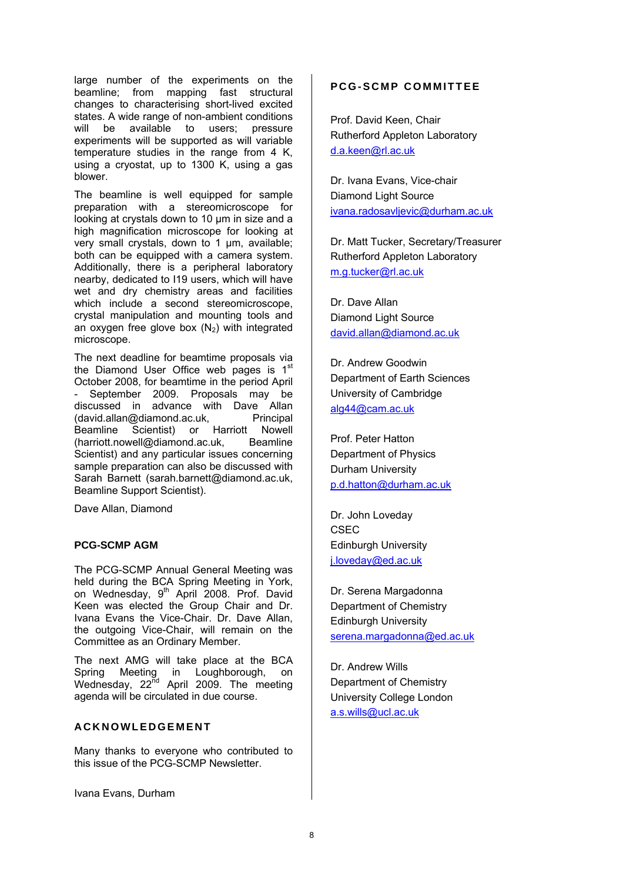large number of the experiments on the beamline; from mapping fast structural changes to characterising short-lived excited states. A wide range of non-ambient conditions will be available to users; pressure experiments will be supported as will variable temperature studies in the range from 4 K, using a cryostat, up to 1300 K, using a gas blower.

The beamline is well equipped for sample preparation with a stereomicroscope for looking at crystals down to 10 μm in size and a high magnification microscope for looking at very small crystals, down to 1 μm, available; both can be equipped with a camera system. Additionally, there is a peripheral laboratory nearby, dedicated to I19 users, which will have wet and dry chemistry areas and facilities which include a second stereomicroscope, crystal manipulation and mounting tools and an oxygen free glove box ($N_2$) with integrated microscope.

The next deadline for beamtime proposals via the Diamond User Office web pages is 1st October 2008, for beamtime in the period April - September 2009. Proposals may be discussed in advance with Dave Allan (david.allan@diamond.ac.uk, Principal Beamline Scientist) or Harriott Nowell (harriott.nowell@diamond.ac.uk, Beamline Scientist) and any particular issues concerning sample preparation can also be discussed with Sarah Barnett (sarah.barnett@diamond.ac.uk, Beamline Support Scientist).

Dave Allan, Diamond

## PCG-SCMP AGM

The PCG-SCMP Annual General Meeting was held during the BCA Spring Meeting in York, on Wednesday, 9th April 2008. Prof. David Keen was elected the Group Chair and Dr. Ivana Evans the Vice-Chair. Dr. Dave Allan, the outgoing Vice-Chair, will remain on the Committee as an Ordinary Member.

The next AMG will take place at the BCA Spring Meeting in Loughborough, on Wednesday, 22nd April 2009. The meeting agenda will be circulated in due course.

## ACKNOWLEDGEMENT

Many thanks to everyone who contributed to this issue of the PCG-SCMP Newsletter.

Ivana Evans, Durham

## PCG-SCMP COMMITTEE

Prof. David Keen, Chair
Rutherford Appleton Laboratory
d.a.keen@rl.ac.uk

Dr. Ivana Evans, Vice-chair
Diamond Light Source
ivana.radosavljevic@durham.ac.uk

Dr. Matt Tucker, Secretary/Treasurer
Rutherford Appleton Laboratory
m.g.tucker@rl.ac.uk

Dr. Dave Allan
Diamond Light Source
david.allan@diamond.ac.uk

Dr. Andrew Goodwin
Department of Earth Sciences
University of Cambridge
alg44@cam.ac.uk

Prof. Peter Hatton
Department of Physics
Durham University
p.d.hatton@durham.ac.uk

Dr. John Loveday
CSEC
Edinburgh University
j.loveday@ed.ac.uk

Dr. Serena Margadonna
Department of Chemistry
Edinburgh University
serena.margadonna@ed.ac.uk

Dr. Andrew Wills
Department of Chemistry
University College London
a.s.wills@ucl.ac.uk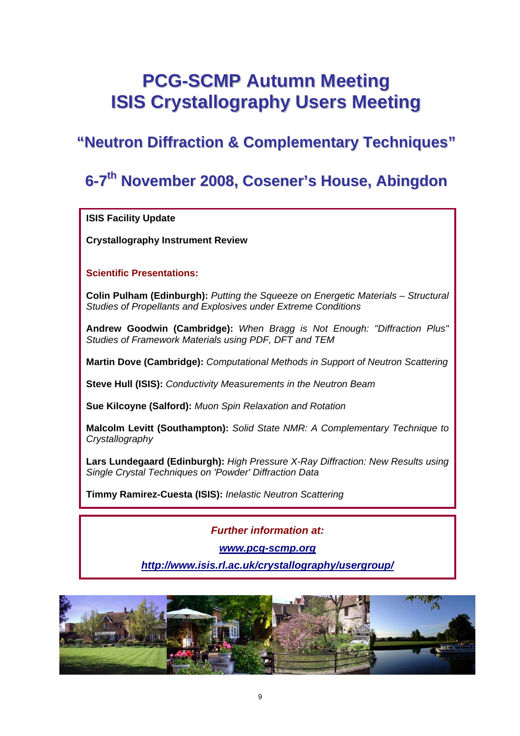# PCG-SCMP Autumn Meeting
# ISIS Crystallography Users Meeting

## "Neutron Diffraction & Complementary Techniques"

## 6-7th November 2008, Cosener's House, Abingdon

**ISIS Facility Update**

**Crystallography Instrument Review**

**Scientific Presentations:**

**Colin Pulham (Edinburgh):** *Putting the Squeeze on Energetic Materials – Structural Studies of Propellants and Explosives under Extreme Conditions*

**Andrew Goodwin (Cambridge):** *When Bragg is Not Enough: "Diffraction Plus" Studies of Framework Materials using PDF, DFT and TEM*

**Martin Dove (Cambridge):** *Computational Methods in Support of Neutron Scattering*

**Steve Hull (ISIS):** *Conductivity Measurements in the Neutron Beam*

**Sue Kilcoyne (Salford):** *Muon Spin Relaxation and Rotation*

**Malcolm Levitt (Southampton):** *Solid State NMR: A Complementary Technique to Crystallography*

**Lars Lundegaard (Edinburgh):** *High Pressure X-Ray Diffraction: New Results using Single Crystal Techniques on 'Powder' Diffraction Data*

**Timmy Ramirez-Cuesta (ISIS):** *Inelastic Neutron Scattering*

***Further information at:***

***www.pcg-scmp.org***

***http://www.isis.rl.ac.uk/crystallography/usergroup/***